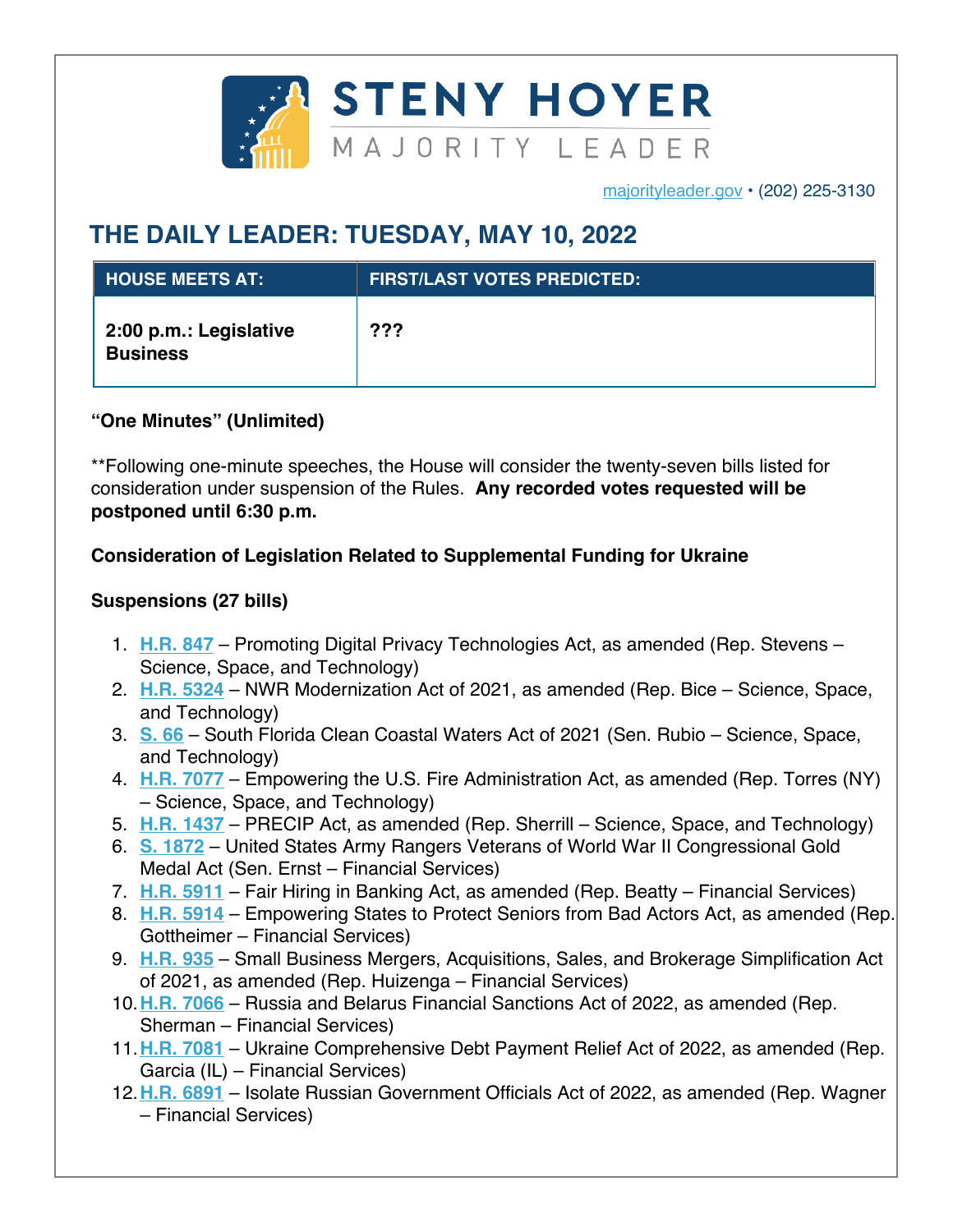STENY HOYER

MAJORITY LEADER

majorityleader.gov • (202) 225-3130

# THE DAILY LEADER: TUESDAY, MAY 10, 2022

| HOUSE MEETS AT: | FIRST/LAST VOTES PREDICTED: |
|---|---|
| **2:00 p.m.: Legislative Business** | **???** |

**“One Minutes” (Unlimited)**

**Following one-minute speeches, the House will consider the twenty-seven bills listed for consideration under suspension of the Rules. **Any recorded votes requested will be postponed until 6:30 p.m.**

**Consideration of Legislation Related to Supplemental Funding for Ukraine**

**Suspensions (27 bills)**

1. **H.R. 847** – Promoting Digital Privacy Technologies Act, as amended (Rep. Stevens – Science, Space, and Technology)
2. **H.R. 5324** – NWR Modernization Act of 2021, as amended (Rep. Bice – Science, Space, and Technology)
3. **S. 66** – South Florida Clean Coastal Waters Act of 2021 (Sen. Rubio – Science, Space, and Technology)
4. **H.R. 7077** – Empowering the U.S. Fire Administration Act, as amended (Rep. Torres (NY) – Science, Space, and Technology)
5. **H.R. 1437** – PRECIP Act, as amended (Rep. Sherrill – Science, Space, and Technology)
6. **S. 1872** – United States Army Rangers Veterans of World War II Congressional Gold Medal Act (Sen. Ernst – Financial Services)
7. **H.R. 5911** – Fair Hiring in Banking Act, as amended (Rep. Beatty – Financial Services)
8. **H.R. 5914** – Empowering States to Protect Seniors from Bad Actors Act, as amended (Rep. Gottheimer – Financial Services)
9. **H.R. 935** – Small Business Mergers, Acquisitions, Sales, and Brokerage Simplification Act of 2021, as amended (Rep. Huizenga – Financial Services)
10. **H.R. 7066** – Russia and Belarus Financial Sanctions Act of 2022, as amended (Rep. Sherman – Financial Services)
11. **H.R. 7081** – Ukraine Comprehensive Debt Payment Relief Act of 2022, as amended (Rep. Garcia (IL) – Financial Services)
12. **H.R. 6891** – Isolate Russian Government Officials Act of 2022, as amended (Rep. Wagner – Financial Services)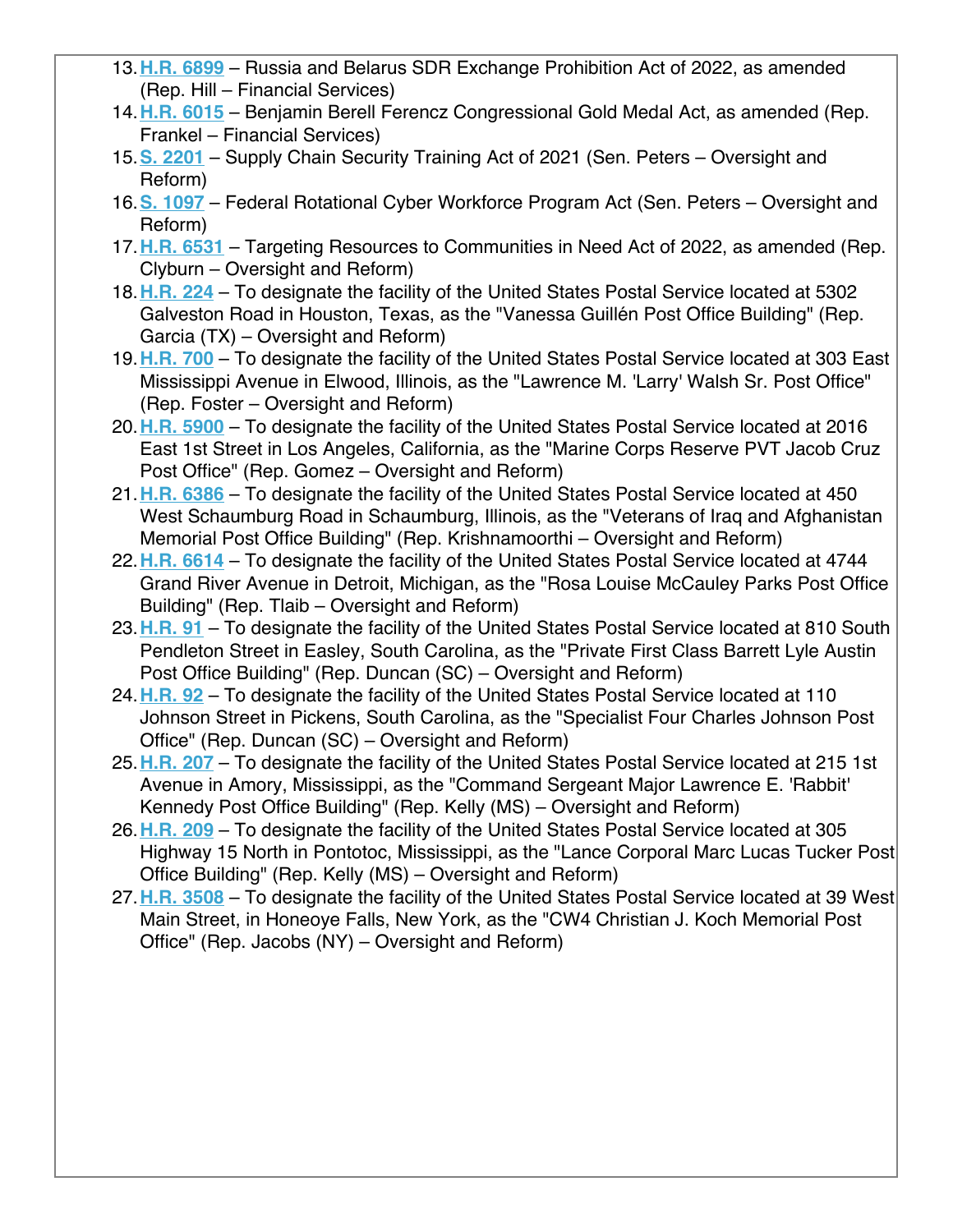13. **H.R. 6899** – Russia and Belarus SDR Exchange Prohibition Act of 2022, as amended (Rep. Hill – Financial Services)
14. **H.R. 6015** – Benjamin Berell Ferencz Congressional Gold Medal Act, as amended (Rep. Frankel – Financial Services)
15. **S. 2201** – Supply Chain Security Training Act of 2021 (Sen. Peters – Oversight and Reform)
16. **S. 1097** – Federal Rotational Cyber Workforce Program Act (Sen. Peters – Oversight and Reform)
17. **H.R. 6531** – Targeting Resources to Communities in Need Act of 2022, as amended (Rep. Clyburn – Oversight and Reform)
18. **H.R. 224** – To designate the facility of the United States Postal Service located at 5302 Galveston Road in Houston, Texas, as the "Vanessa Guillén Post Office Building" (Rep. Garcia (TX) – Oversight and Reform)
19. **H.R. 700** – To designate the facility of the United States Postal Service located at 303 East Mississippi Avenue in Elwood, Illinois, as the "Lawrence M. 'Larry' Walsh Sr. Post Office" (Rep. Foster – Oversight and Reform)
20. **H.R. 5900** – To designate the facility of the United States Postal Service located at 2016 East 1st Street in Los Angeles, California, as the "Marine Corps Reserve PVT Jacob Cruz Post Office" (Rep. Gomez – Oversight and Reform)
21. **H.R. 6386** – To designate the facility of the United States Postal Service located at 450 West Schaumburg Road in Schaumburg, Illinois, as the "Veterans of Iraq and Afghanistan Memorial Post Office Building" (Rep. Krishnamoorthi – Oversight and Reform)
22. **H.R. 6614** – To designate the facility of the United States Postal Service located at 4744 Grand River Avenue in Detroit, Michigan, as the "Rosa Louise McCauley Parks Post Office Building" (Rep. Tlaib – Oversight and Reform)
23. **H.R. 91** – To designate the facility of the United States Postal Service located at 810 South Pendleton Street in Easley, South Carolina, as the "Private First Class Barrett Lyle Austin Post Office Building" (Rep. Duncan (SC) – Oversight and Reform)
24. **H.R. 92** – To designate the facility of the United States Postal Service located at 110 Johnson Street in Pickens, South Carolina, as the "Specialist Four Charles Johnson Post Office" (Rep. Duncan (SC) – Oversight and Reform)
25. **H.R. 207** – To designate the facility of the United States Postal Service located at 215 1st Avenue in Amory, Mississippi, as the "Command Sergeant Major Lawrence E. 'Rabbit' Kennedy Post Office Building" (Rep. Kelly (MS) – Oversight and Reform)
26. **H.R. 209** – To designate the facility of the United States Postal Service located at 305 Highway 15 North in Pontotoc, Mississippi, as the "Lance Corporal Marc Lucas Tucker Post Office Building" (Rep. Kelly (MS) – Oversight and Reform)
27. **H.R. 3508** – To designate the facility of the United States Postal Service located at 39 West Main Street, in Honeoye Falls, New York, as the "CW4 Christian J. Koch Memorial Post Office" (Rep. Jacobs (NY) – Oversight and Reform)